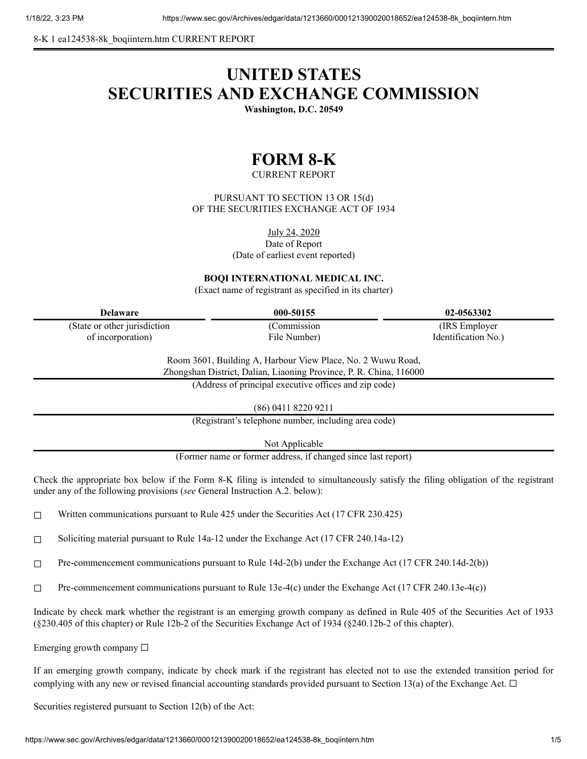8-K 1 ea124538-8k_boqiintern.htm CURRENT REPORT

# UNITED STATES SECURITIES AND EXCHANGE COMMISSION

**Washington, D.C. 20549**

# FORM 8-K

CURRENT REPORT

PURSUANT TO SECTION 13 OR 15(d)
OF THE SECURITIES EXCHANGE ACT OF 1934

July 24, 2020
Date of Report
(Date of earliest event reported)

**BOQI INTERNATIONAL MEDICAL INC.**
(Exact name of registrant as specified in its charter)

| Delaware | 000-50155 | 02-0563302 |
|---|---|---|
| (State or other jurisdiction of incorporation) | (Commission File Number) | (IRS Employer Identification No.) |

Room 3601, Building A, Harbour View Place, No. 2 Wuwu Road,
Zhongshan District, Dalian, Liaoning Province, P. R. China, 116000
(Address of principal executive offices and zip code)

(86) 0411 8220 9211
(Registrant's telephone number, including area code)

Not Applicable
(Former name or former address, if changed since last report)

Check the appropriate box below if the Form 8-K filing is intended to simultaneously satisfy the filing obligation of the registrant under any of the following provisions (*see* General Instruction A.2. below):

☐ Written communications pursuant to Rule 425 under the Securities Act (17 CFR 230.425)

☐ Soliciting material pursuant to Rule 14a-12 under the Exchange Act (17 CFR 240.14a-12)

☐ Pre-commencement communications pursuant to Rule 14d-2(b) under the Exchange Act (17 CFR 240.14d-2(b))

☐ Pre-commencement communications pursuant to Rule 13e-4(c) under the Exchange Act (17 CFR 240.13e-4(c))

Indicate by check mark whether the registrant is an emerging growth company as defined in Rule 405 of the Securities Act of 1933 (§230.405 of this chapter) or Rule 12b-2 of the Securities Exchange Act of 1934 (§240.12b-2 of this chapter).

Emerging growth company ☐

If an emerging growth company, indicate by check mark if the registrant has elected not to use the extended transition period for complying with any new or revised financial accounting standards provided pursuant to Section 13(a) of the Exchange Act. ☐

Securities registered pursuant to Section 12(b) of the Act: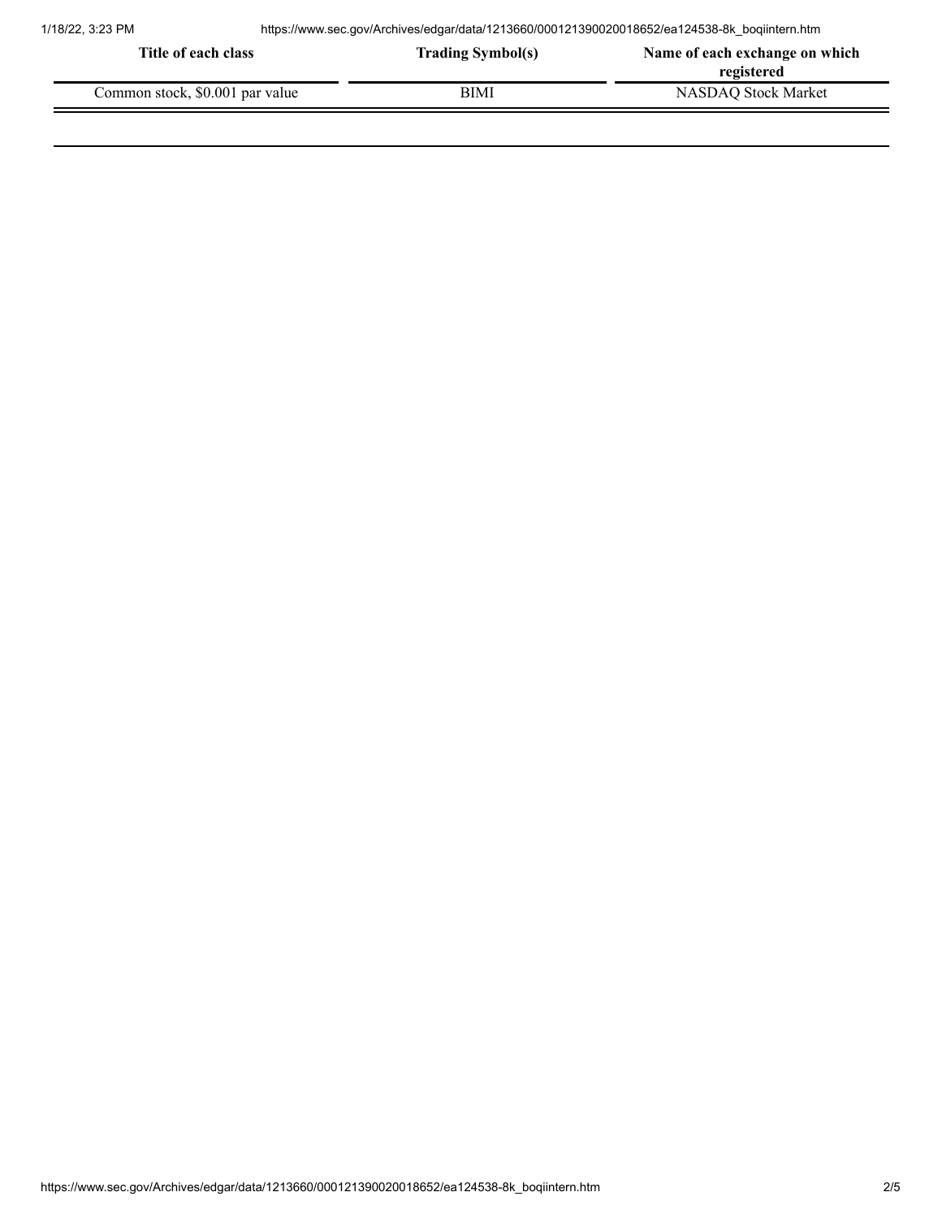| Title of each class | Trading Symbol(s) | Name of each exchange on which registered |
| --- | --- | --- |
| Common stock, $0.001 par value | BIMI | NASDAQ Stock Market |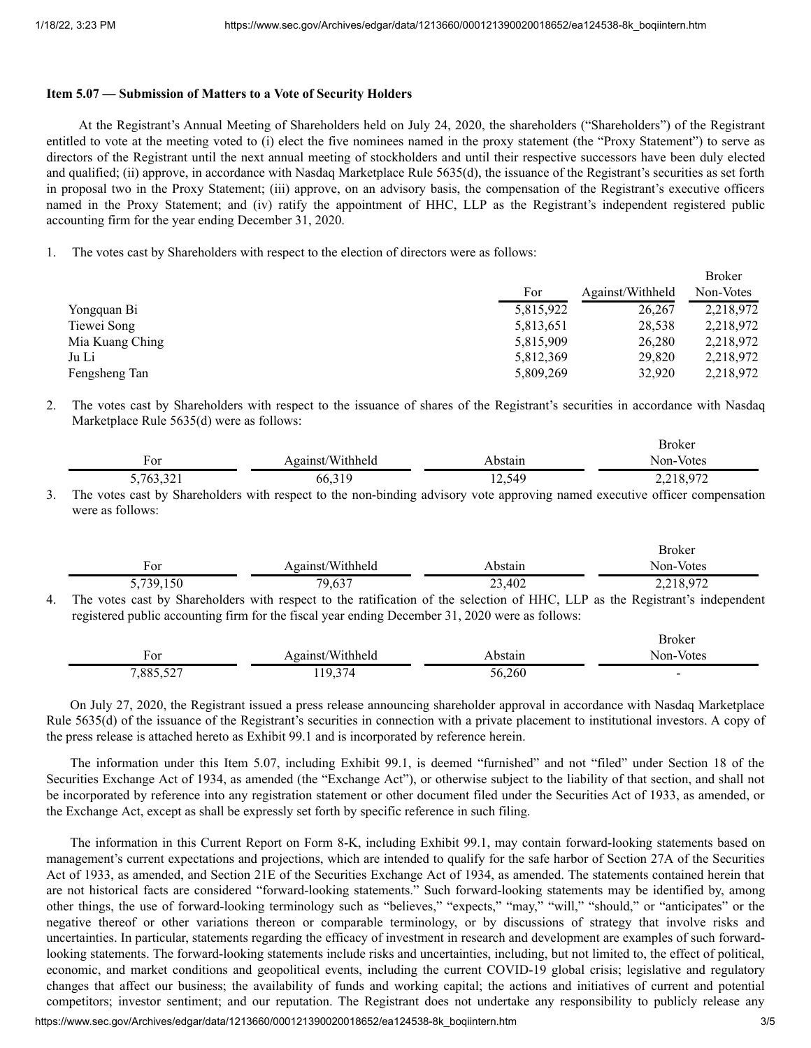**Item 5.07 — Submission of Matters to a Vote of Security Holders**

At the Registrant's Annual Meeting of Shareholders held on July 24, 2020, the shareholders ("Shareholders") of the Registrant entitled to vote at the meeting voted to (i) elect the five nominees named in the proxy statement (the "Proxy Statement") to serve as directors of the Registrant until the next annual meeting of stockholders and until their respective successors have been duly elected and qualified; (ii) approve, in accordance with Nasdaq Marketplace Rule 5635(d), the issuance of the Registrant's securities as set forth in proposal two in the Proxy Statement; (iii) approve, on an advisory basis, the compensation of the Registrant's executive officers named in the Proxy Statement; and (iv) ratify the appointment of HHC, LLP as the Registrant's independent registered public accounting firm for the year ending December 31, 2020.

1. The votes cast by Shareholders with respect to the election of directors were as follows:

| | For | Against/Withheld | Broker Non-Votes |
|---|---|---|---|
| Yongquan Bi | 5,815,922 | 26,267 | 2,218,972 |
| Tiewei Song | 5,813,651 | 28,538 | 2,218,972 |
| Mia Kuang Ching | 5,815,909 | 26,280 | 2,218,972 |
| Ju Li | 5,812,369 | 29,820 | 2,218,972 |
| Fengsheng Tan | 5,809,269 | 32,920 | 2,218,972 |

2. The votes cast by Shareholders with respect to the issuance of shares of the Registrant's securities in accordance with Nasdaq Marketplace Rule 5635(d) were as follows:

| For | Against/Withheld | Abstain | Broker Non-Votes |
|---|---|---|---|
| 5,763,321 | 66,319 | 12,549 | 2,218,972 |

3. The votes cast by Shareholders with respect to the non-binding advisory vote approving named executive officer compensation were as follows:

| For | Against/Withheld | Abstain | Broker Non-Votes |
|---|---|---|---|
| 5,739,150 | 79,637 | 23,402 | 2,218,972 |

4. The votes cast by Shareholders with respect to the ratification of the selection of HHC, LLP as the Registrant's independent registered public accounting firm for the fiscal year ending December 31, 2020 were as follows:

| For | Against/Withheld | Abstain | Broker Non-Votes |
|---|---|---|---|
| 7,885,527 | 119,374 | 56,260 | - |

On July 27, 2020, the Registrant issued a press release announcing shareholder approval in accordance with Nasdaq Marketplace Rule 5635(d) of the issuance of the Registrant's securities in connection with a private placement to institutional investors. A copy of the press release is attached hereto as Exhibit 99.1 and is incorporated by reference herein.

The information under this Item 5.07, including Exhibit 99.1, is deemed "furnished" and not "filed" under Section 18 of the Securities Exchange Act of 1934, as amended (the "Exchange Act"), or otherwise subject to the liability of that section, and shall not be incorporated by reference into any registration statement or other document filed under the Securities Act of 1933, as amended, or the Exchange Act, except as shall be expressly set forth by specific reference in such filing.

The information in this Current Report on Form 8-K, including Exhibit 99.1, may contain forward-looking statements based on management's current expectations and projections, which are intended to qualify for the safe harbor of Section 27A of the Securities Act of 1933, as amended, and Section 21E of the Securities Exchange Act of 1934, as amended. The statements contained herein that are not historical facts are considered "forward-looking statements." Such forward-looking statements may be identified by, among other things, the use of forward-looking terminology such as "believes," "expects," "may," "will," "should," or "anticipates" or the negative thereof or other variations thereon or comparable terminology, or by discussions of strategy that involve risks and uncertainties. In particular, statements regarding the efficacy of investment in research and development are examples of such forward-looking statements. The forward-looking statements include risks and uncertainties, including, but not limited to, the effect of political, economic, and market conditions and geopolitical events, including the current COVID-19 global crisis; legislative and regulatory changes that affect our business; the availability of funds and working capital; the actions and initiatives of current and potential competitors; investor sentiment; and our reputation. The Registrant does not undertake any responsibility to publicly release any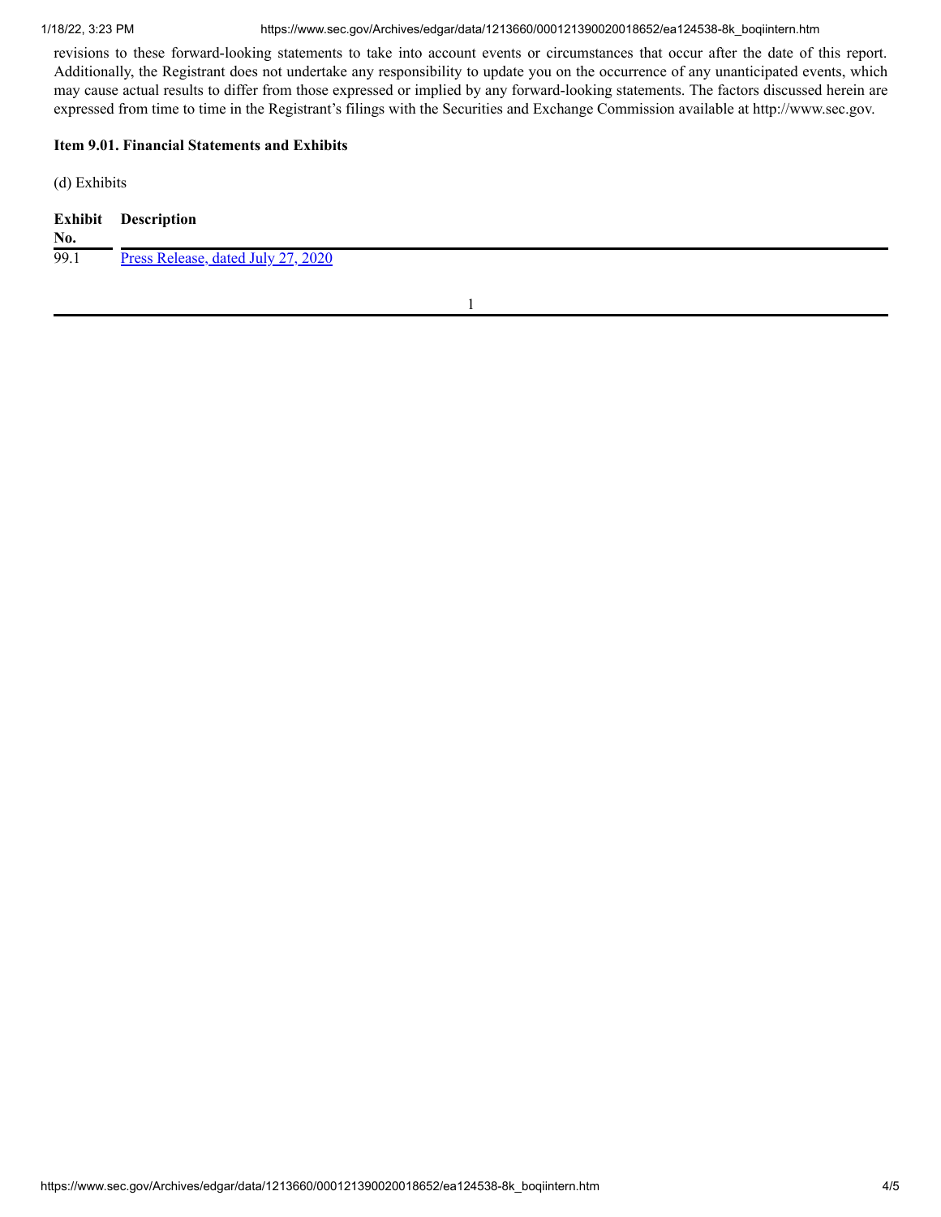revisions to these forward-looking statements to take into account events or circumstances that occur after the date of this report. Additionally, the Registrant does not undertake any responsibility to update you on the occurrence of any unanticipated events, which may cause actual results to differ from those expressed or implied by any forward-looking statements. The factors discussed herein are expressed from time to time in the Registrant's filings with the Securities and Exchange Commission available at http://www.sec.gov.

**Item 9.01. Financial Statements and Exhibits**

(d) Exhibits

| Exhibit No. | Description |
|---|---|
| 99.1 | Press Release, dated July 27, 2020 |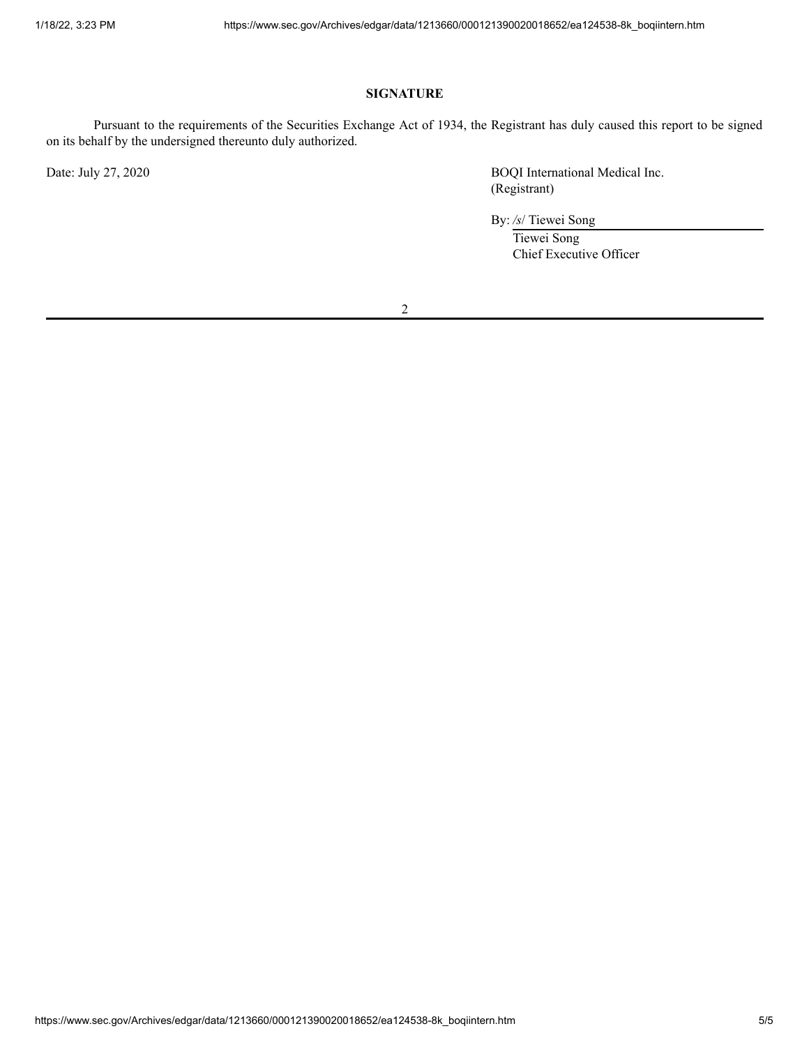## SIGNATURE

Pursuant to the requirements of the Securities Exchange Act of 1934, the Registrant has duly caused this report to be signed on its behalf by the undersigned thereunto duly authorized.

Date: July 27, 2020

BOQI International Medical Inc.
(Registrant)

By: /s/ Tiewei Song
Tiewei Song
Chief Executive Officer